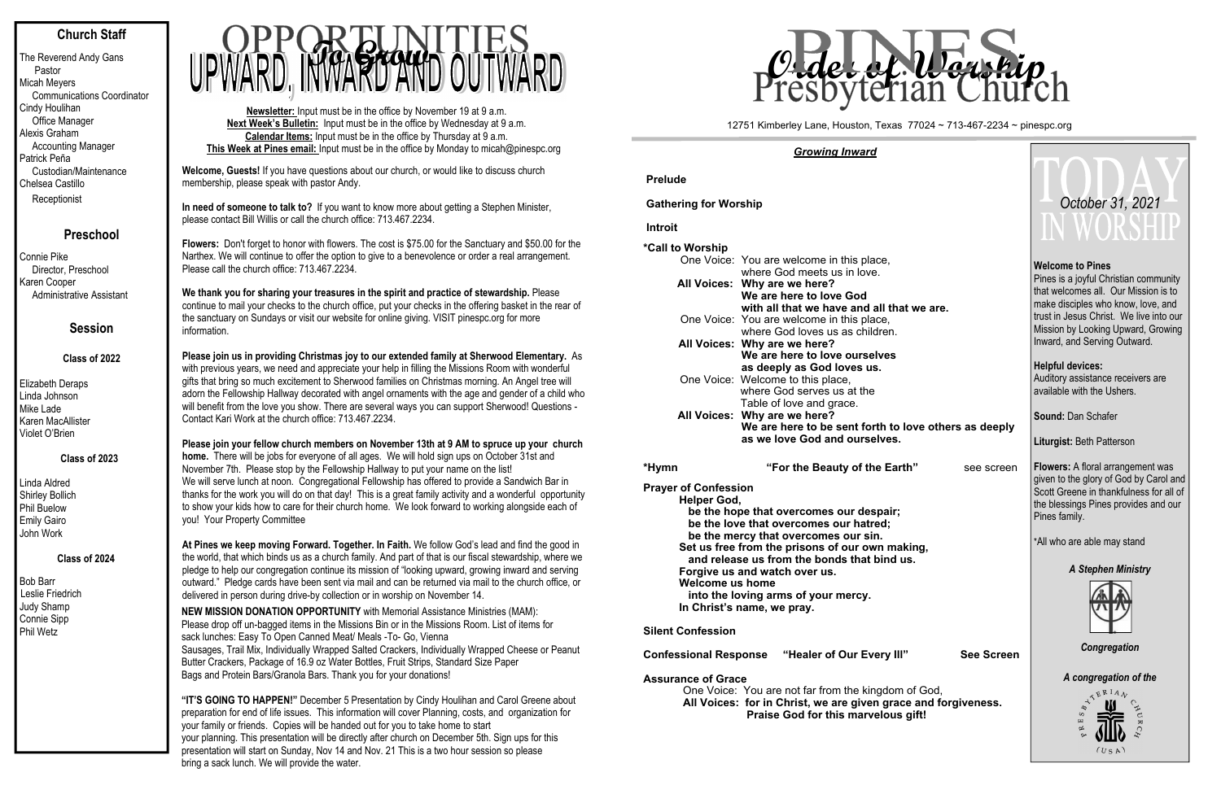## Church Staff

The Reverend Andy Gans
Pastor
Micah Meyers
Communications Coordinator
Cindy Houlihan
Office Manager
Alexis Graham
Accounting Manager
Patrick Peña
Custodian/Maintenance
Chelsea Castillo
Receptionist

## Preschool

Connie Pike
Director, Preschool
Karen Cooper
Administrative Assistant

## Session

### Class of 2022

Elizabeth Deraps
Linda Johnson
Mike Lade
Karen MacAllister
Violet O'Brien

### Class of 2023

Linda Aldred
Shirley Bollich
Phil Buelow
Emily Gairo
John Work

### Class of 2024

Bob Barr
Leslie Friedrich
Judy Shamp
Connie Sipp
Phil Wetz

# OPPORTUNITIES To Grow UPWARD, INWARD AND OUTWARD

**Newsletter:** Input must be in the office by November 19 at 9 a.m.
**Next Week's Bulletin:** Input must be in the office by Wednesday at 9 a.m.
**Calendar Items:** Input must be in the office by Thursday at 9 a.m.
**This Week at Pines email:** Input must be in the office by Monday to micah@pinespc.org

**Welcome, Guests!** If you have questions about our church, or would like to discuss church membership, please speak with pastor Andy.

**In need of someone to talk to?** If you want to know more about getting a Stephen Minister, please contact Bill Willis or call the church office: 713.467.2234.

**Flowers:** Don't forget to honor with flowers. The cost is $75.00 for the Sanctuary and $50.00 for the Narthex. We will continue to offer the option to give to a benevolence or order a real arrangement. Please call the church office: 713.467.2234.

**We thank you for sharing your treasures in the spirit and practice of stewardship.** Please continue to mail your checks to the church office, put your checks in the offering basket in the rear of the sanctuary on Sundays or visit our website for online giving. VISIT pinespc.org for more information.

**Please join us in providing Christmas joy to our extended family at Sherwood Elementary.** As with previous years, we need and appreciate your help in filling the Missions Room with wonderful gifts that bring so much excitement to Sherwood families on Christmas morning. An Angel tree will adorn the Fellowship Hallway decorated with angel ornaments with the age and gender of a child who will benefit from the love you show. There are several ways you can support Sherwood! Questions - Contact Kari Work at the church office: 713.467.2234.

**Please join your fellow church members on November 13th at 9 AM to spruce up your church home.** There will be jobs for everyone of all ages. We will hold sign ups on October 31st and November 7th. Please stop by the Fellowship Hallway to put your name on the list!
We will serve lunch at noon. Congregational Fellowship has offered to provide a Sandwich Bar in thanks for the work you will do on that day! This is a great family activity and a wonderful opportunity to show your kids how to care for their church home. We look forward to working alongside each of you! Your Property Committee

**At Pines we keep moving Forward. Together. In Faith.** We follow God's lead and find the good in the world, that which binds us as a church family. And part of that is our fiscal stewardship, where we pledge to help our congregation continue its mission of "looking upward, growing inward and serving outward." Pledge cards have been sent via mail and can be returned via mail to the church office, or delivered in person during drive-by collection or in worship on November 14.

**NEW MISSION DONATION OPPORTUNITY** with Memorial Assistance Ministries (MAM): Please drop off un-bagged items in the Missions Bin or in the Missions Room. List of items for sack lunches: Easy To Open Canned Meat/ Meals -To- Go, Vienna Sausages, Trail Mix, Individually Wrapped Salted Crackers, Individually Wrapped Cheese or Peanut Butter Crackers, Package of 16.9 oz Water Bottles, Fruit Strips, Standard Size Paper Bags and Protein Bars/Granola Bars. Thank you for your donations!

**"IT'S GOING TO HAPPEN!"** December 5 Presentation by Cindy Houlihan and Carol Greene about preparation for end of life issues. This information will cover Planning, costs, and organization for your family or friends. Copies will be handed out for you to take home to start your planning. This presentation will be directly after church on December 5th. Sign ups for this presentation will start on Sunday, Nov 14 and Nov. 21 This is a two hour session so please bring a sack lunch. We will provide the water.

# PINES Presbyterian Church — *Order of Worship*

12751 Kimberley Lane, Houston, Texas 77024 ~ 713-467-2234 ~ pinespc.org

## *Growing Inward*

**Prelude**

**Gathering for Worship**

**Introit**

**\*Call to Worship**
One Voice: You are welcome in this place, where God meets us in love.
**All Voices: Why are we here? We are here to love God with all that we have and all that we are.**
One Voice: You are welcome in this place, where God loves us as children.
**All Voices: Why are we here? We are here to love ourselves as deeply as God loves us.**
One Voice: Welcome to this place, where God serves us at the Table of love and grace.
**All Voices: Why are we here? We are here to be sent forth to love others as deeply as we love God and ourselves.**

**\*Hymn** **"For the Beauty of the Earth"** see screen

**Prayer of Confession**
**Helper God,**
**be the hope that overcomes our despair;**
**be the love that overcomes our hatred;**
**be the mercy that overcomes our sin.**
**Set us free from the prisons of our own making,**
**and release us from the bonds that bind us.**
**Forgive us and watch over us.**
**Welcome us home**
**into the loving arms of your mercy.**
**In Christ's name, we pray.**

**Silent Confession**

**Confessional Response** **"Healer of Our Every Ill"** **See Screen**

**Assurance of Grace**
One Voice: You are not far from the kingdom of God,
**All Voices: for in Christ, we are given grace and forgiveness. Praise God for this marvelous gift!**

# TODAY IN WORSHIP

*October 31, 2021*

**Welcome to Pines**
Pines is a joyful Christian community that welcomes all. Our Mission is to make disciples who know, love, and trust in Jesus Christ. We live into our Mission by Looking Upward, Growing Inward, and Serving Outward.

**Helpful devices:**
Auditory assistance receivers are available with the Ushers.

**Sound:** Dan Schafer

**Liturgist:** Beth Patterson

**Flowers:** A floral arrangement was given to the glory of God by Carol and Scott Greene in thankfulness for all of the blessings Pines provides and our Pines family.

\*All who are able may stand

***A Stephen Ministry***

***Congregation***

***A congregation of the***

PRESBYTERIAN CHURCH (USA)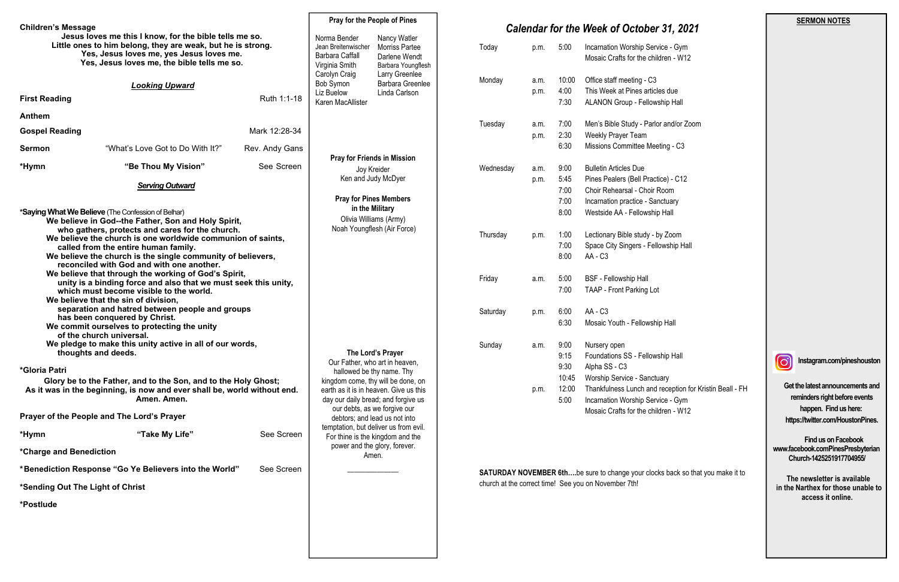**Children's Message**

**Jesus loves me this I know, for the bible tells me so.**
**Little ones to him belong, they are weak, but he is strong.**
**Yes, Jesus loves me, yes Jesus loves me.**
**Yes, Jesus loves me, the bible tells me so.**

***Looking Upward***

| | | |
|---|---|---|
| **First Reading** | | Ruth 1:1-18 |
| **Anthem** | | |
| **Gospel Reading** | | Mark 12:28-34 |
| **Sermon** | "What's Love Got to Do With It?" | Rev. Andy Gans |
| ***Hymn** | **"Be Thou My Vision"** | See Screen |

***Serving Outward***

***Saying What We Believe** (The Confession of Belhar)

**We believe in God--the Father, Son and Holy Spirit, who gathers, protects and cares for the church.**
**We believe the church is one worldwide communion of saints, called from the entire human family.**
**We believe the church is the single community of believers, reconciled with God and with one another.**
**We believe that through the working of God's Spirit, unity is a binding force and also that we must seek this unity, which must become visible to the world.**
**We believe that the sin of division, separation and hatred between people and groups has been conquered by Christ.**
**We commit ourselves to protecting the unity of the church universal.**
**We pledge to make this unity active in all of our words, thoughts and deeds.**

***Gloria Patri**

**Glory be to the Father, and to the Son, and to the Holy Ghost;**
**As it was in the beginning, is now and ever shall be, world without end. Amen. Amen.**

**Prayer of the People and The Lord's Prayer**

| | | |
|---|---|---|
| ***Hymn** | **"Take My Life"** | See Screen |
| ***Charge and Benediction** | | |
| ***Benediction Response "Go Ye Believers into the World"** | | See Screen |

***Sending Out The Light of Christ**

***Postlude**

**Pray for the People of Pines**

Norma Bender
Jean Breitenwischer
Barbara Caffall
Virginia Smith
Carolyn Craig
Bob Symon
Liz Buelow
Karen MacAllister
Nancy Watler
Morriss Partee
Darlene Wendt
Barbara Youngflesh
Larry Greenlee
Barbara Greenlee
Linda Carlson

**Pray for Friends in Mission**

Joy Kreider
Ken and Judy McDyer

**Pray for Pines Members in the Military**

Olivia Williams (Army)
Noah Youngflesh (Air Force)

**The Lord's Prayer**

Our Father, who art in heaven, hallowed be thy name. Thy kingdom come, thy will be done, on earth as it is in heaven. Give us this day our daily bread; and forgive us our debts, as we forgive our debtors; and lead us not into temptation, but deliver us from evil. For thine is the kingdom and the power and the glory, forever. Amen.

## *Calendar for the Week of October 31, 2021*

| | | | |
|---|---|---|---|
| Today | p.m. | 5:00 | Incarnation Worship Service - Gym<br>Mosaic Crafts for the children - W12 |
| Monday | a.m. | 10:00 | Office staff meeting - C3 |
| | p.m. | 4:00 | This Week at Pines articles due |
| | | 7:30 | ALANON Group - Fellowship Hall |
| Tuesday | a.m. | 7:00 | Men's Bible Study - Parlor and/or Zoom |
| | p.m. | 2:30 | Weekly Prayer Team |
| | | 6:30 | Missions Committee Meeting - C3 |
| Wednesday | a.m. | 9:00 | Bulletin Articles Due |
| | p.m. | 5:45 | Pines Pealers (Bell Practice) - C12 |
| | | 7:00 | Choir Rehearsal - Choir Room |
| | | 7:00 | Incarnation practice - Sanctuary |
| | | 8:00 | Westside AA - Fellowship Hall |
| Thursday | p.m. | 1:00 | Lectionary Bible study - by Zoom |
| | | 7:00 | Space City Singers - Fellowship Hall |
| | | 8:00 | AA - C3 |
| Friday | a.m. | 5:00 | BSF - Fellowship Hall |
| | | 7:00 | TAAP - Front Parking Lot |
| Saturday | p.m. | 6:00 | AA - C3 |
| | | 6:30 | Mosaic Youth - Fellowship Hall |
| Sunday | a.m. | 9:00 | Nursery open |
| | | 9:15 | Foundations SS - Fellowship Hall |
| | | 9:30 | Alpha SS - C3 |
| | | 10:45 | Worship Service - Sanctuary |
| | p.m. | 12:00 | Thankfulness Lunch and reception for Kristin Beall - FH |
| | | 5:00 | Incarnation Worship Service - Gym<br>Mosaic Crafts for the children - W12 |

**SATURDAY NOVEMBER 6th….**be sure to change your clocks back so that you make it to church at the correct time! See you on November 7th!

**SERMON NOTES**

**Instagram.com/pineshouston**

**Get the latest announcements and reminders right before events happen. Find us here: https://twitter.com/HoustonPines.**

**Find us on Facebook www.facebook.comPinesPresbyterian Church-1425251917704955/**

**The newsletter is available in the Narthex for those unable to access it online.**